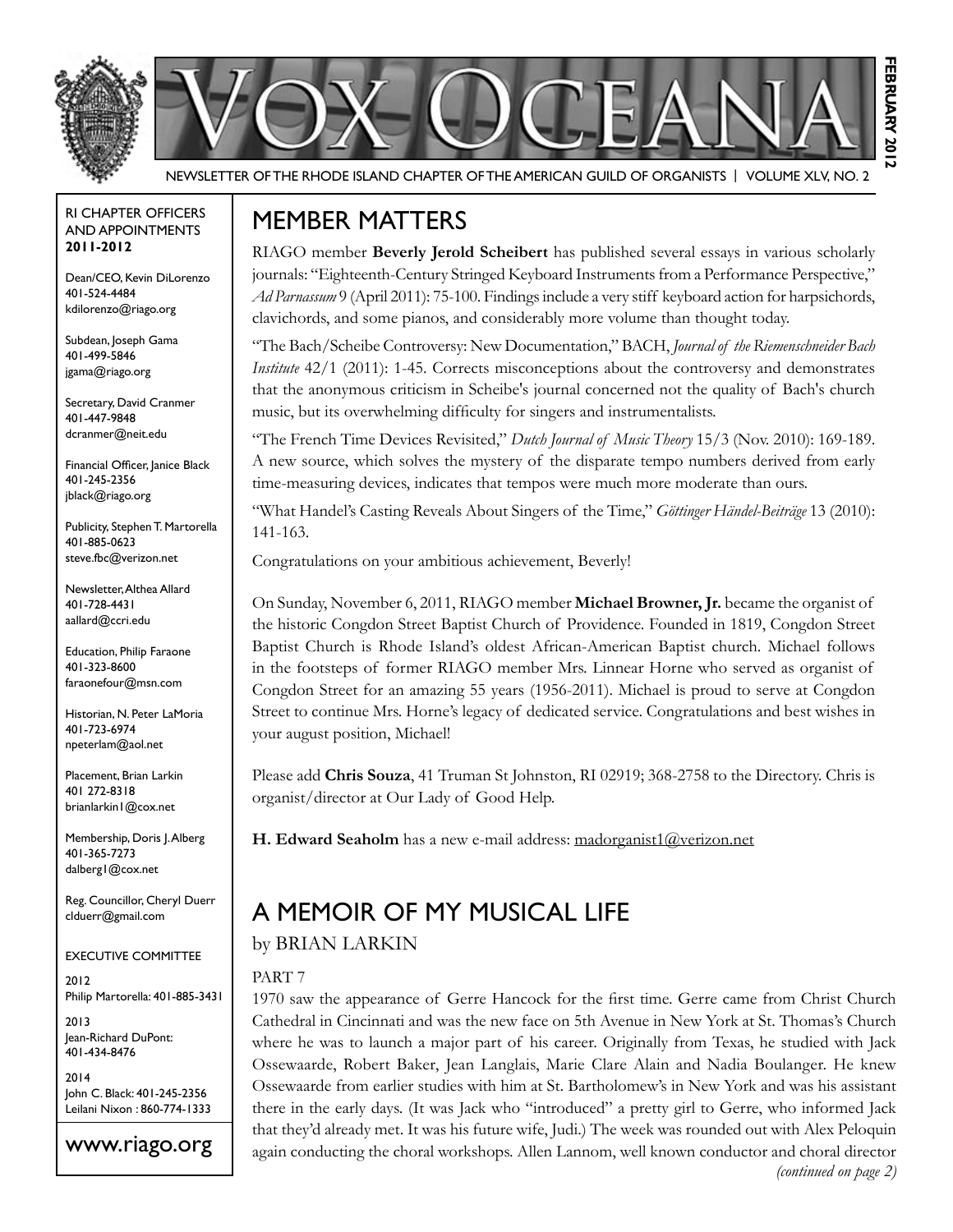# VOX OCEANA

NEWSLETTER OF THE RHODE ISLAND CHAPTER OF THE AMERICAN GUILD OF ORGANISTS | VOLUME XLV, NO. 2

FEBRUARY 2012

RI CHAPTER OFFICERS AND APPOINTMENTS **2011-2012**

Dean/CEO, Kevin DiLorenzo
401-524-4484
kdilorenzo@riago.org

Subdean, Joseph Gama
401-499-5846
jgama@riago.org

Secretary, David Cranmer
401-447-9848
dcranmer@neit.edu

Financial Officer, Janice Black
401-245-2356
jblack@riago.org

Publicity, Stephen T. Martorella
401-885-0623
steve.fbc@verizon.net

Newsletter, Althea Allard
401-728-4431
aallard@ccri.edu

Education, Philip Faraone
401-323-8600
faraonefour@msn.com

Historian, N. Peter LaMoria
401-723-6974
npeterlam@aol.net

Placement, Brian Larkin
401 272-8318
brianlarkin1@cox.net

Membership, Doris J. Alberg
401-365-7273
dalberg1@cox.net

Reg. Councillor, Cheryl Duerr
clduerr@gmail.com

EXECUTIVE COMMITTEE

2012
Philip Martorella: 401-885-3431

2013
Jean-Richard DuPont: 401-434-8476

2014
John C. Black: 401-245-2356
Leilani Nixon : 860-774-1333

www.riago.org

## MEMBER MATTERS

RIAGO member **Beverly Jerold Scheibert** has published several essays in various scholarly journals: "Eighteenth-Century Stringed Keyboard Instruments from a Performance Perspective," *Ad Parnassum* 9 (April 2011): 75-100. Findings include a very stiff keyboard action for harpsichords, clavichords, and some pianos, and considerably more volume than thought today.

"The Bach/Scheibe Controversy: New Documentation," BACH, *Journal of the Riemenschneider Bach Institute* 42/1 (2011): 1-45. Corrects misconceptions about the controversy and demonstrates that the anonymous criticism in Scheibe's journal concerned not the quality of Bach's church music, but its overwhelming difficulty for singers and instrumentalists.

"The French Time Devices Revisited," *Dutch Journal of Music Theory* 15/3 (Nov. 2010): 169-189. A new source, which solves the mystery of the disparate tempo numbers derived from early time-measuring devices, indicates that tempos were much more moderate than ours.

"What Handel's Casting Reveals About Singers of the Time," *Göttinger Händel-Beiträge* 13 (2010): 141-163.

Congratulations on your ambitious achievement, Beverly!

On Sunday, November 6, 2011, RIAGO member **Michael Browner, Jr.** became the organist of the historic Congdon Street Baptist Church of Providence. Founded in 1819, Congdon Street Baptist Church is Rhode Island's oldest African-American Baptist church. Michael follows in the footsteps of former RIAGO member Mrs. Linnear Horne who served as organist of Congdon Street for an amazing 55 years (1956-2011). Michael is proud to serve at Congdon Street to continue Mrs. Horne's legacy of dedicated service. Congratulations and best wishes in your august position, Michael!

Please add **Chris Souza**, 41 Truman St Johnston, RI 02919; 368-2758 to the Directory. Chris is organist/director at Our Lady of Good Help.

**H. Edward Seaholm** has a new e-mail address: madorganist1@verizon.net

## A MEMOIR OF MY MUSICAL LIFE

by BRIAN LARKIN

PART 7

1970 saw the appearance of Gerre Hancock for the first time. Gerre came from Christ Church Cathedral in Cincinnati and was the new face on 5th Avenue in New York at St. Thomas's Church where he was to launch a major part of his career. Originally from Texas, he studied with Jack Ossewaarde, Robert Baker, Jean Langlais, Marie Clare Alain and Nadia Boulanger. He knew Ossewaarde from earlier studies with him at St. Bartholomew's in New York and was his assistant there in the early days. (It was Jack who "introduced" a pretty girl to Gerre, who informed Jack that they'd already met. It was his future wife, Judi.) The week was rounded out with Alex Peloquin again conducting the choral workshops. Allen Lannom, well known conductor and choral director

*(continued on page 2)*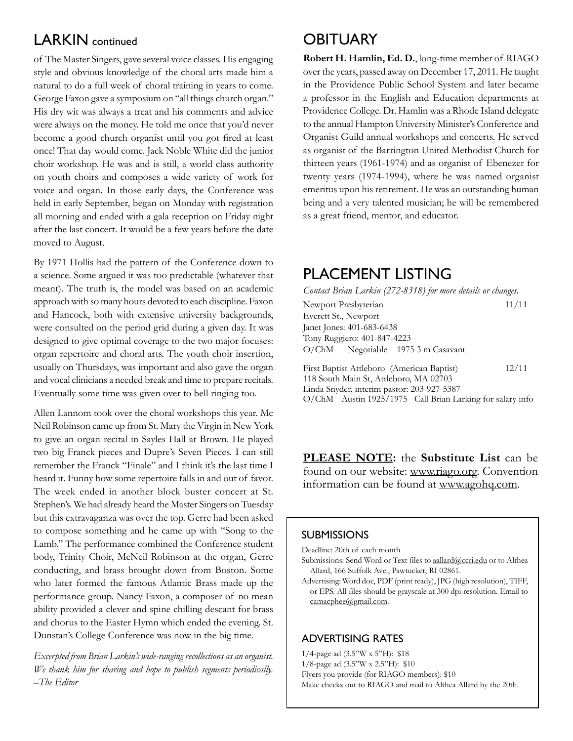## LARKIN continued

of The Master Singers, gave several voice classes. His engaging style and obvious knowledge of the choral arts made him a natural to do a full week of choral training in years to come. George Faxon gave a symposium on "all things church organ." His dry wit was always a treat and his comments and advice were always on the money. He told me once that you'd never become a good church organist until you got fired at least once! That day would come. Jack Noble White did the junior choir workshop. He was and is still, a world class authority on youth choirs and composes a wide variety of work for voice and organ. In those early days, the Conference was held in early September, began on Monday with registration all morning and ended with a gala reception on Friday night after the last concert. It would be a few years before the date moved to August.

By 1971 Hollis had the pattern of the Conference down to a science. Some argued it was too predictable (whatever that meant). The truth is, the model was based on an academic approach with so many hours devoted to each discipline. Faxon and Hancock, both with extensive university backgrounds, were consulted on the period grid during a given day. It was designed to give optimal coverage to the two major focuses: organ repertoire and choral arts. The youth choir insertion, usually on Thursdays, was important and also gave the organ and vocal clinicians a needed break and time to prepare recitals. Eventually some time was given over to bell ringing too.

Allen Lannom took over the choral workshops this year. Mc Neil Robinson came up from St. Mary the Virgin in New York to give an organ recital in Sayles Hall at Brown. He played two big Franck pieces and Dupre's Seven Pieces. I can still remember the Franck "Finale" and I think it's the last time I heard it. Funny how some repertoire falls in and out of favor. The week ended in another block buster concert at St. Stephen's. We had already heard the Master Singers on Tuesday but this extravaganza was over the top. Gerre had been asked to compose something and he came up with "Song to the Lamb." The performance combined the Conference student body, Trinity Choir, McNeil Robinson at the organ, Gerre conducting, and brass brought down from Boston. Some who later formed the famous Atlantic Brass made up the performance group. Nancy Faxon, a composer of no mean ability provided a clever and spine chilling descant for brass and chorus to the Easter Hymn which ended the evening. St. Dunstan's College Conference was now in the big time.

*Excerpted from Brian Larkin's wide-ranging recollections as an organist. We thank him for sharing and hope to publish segments periodically. –The Editor*

## OBITUARY

**Robert H. Hamlin, Ed. D.**, long-time member of RIAGO over the years, passed away on December 17, 2011. He taught in the Providence Public School System and later became a professor in the English and Education departments at Providence College. Dr. Hamlin was a Rhode Island delegate to the annual Hampton University Minister's Conference and Organist Guild annual workshops and concerts. He served as organist of the Barrington United Methodist Church for thirteen years (1961-1974) and as organist of Ebenezer for twenty years (1974-1994), where he was named organist emeritus upon his retirement. He was an outstanding human being and a very talented musician; he will be remembered as a great friend, mentor, and educator.

## PLACEMENT LISTING

*Contact Brian Larkin (272-8318) for more details or changes.*

Newport Presbyterian — 11/11
Everett St., Newport
Janet Jones: 401-683-6438
Tony Ruggiero: 401-847-4223
O/ChM Negotiable 1975 3 m Casavant

First Baptist Attleboro (American Baptist) — 12/11
118 South Main St, Attleboro, MA 02703
Linda Snyder, interim pastor: 203-927-5387
O/ChM Austin 1925/1975 Call Brian Larking for salary info

**PLEASE NOTE:** the **Substitute List** can be found on our website: www.riago.org. Convention information can be found at www.agohq.com.

### SUBMISSIONS

Deadline: 20th of each month

Submissions: Send Word or Text files to aallard@ccri.edu or to Althea Allard, 166 Suffolk Ave., Pawtucket, RI 02861.

Advertising: Word doc, PDF (print ready), JPG (high resolution), TIFF, or EPS. All files should be grayscale at 300 dpi resolution. Email to camacphee@gmail.com.

### ADVERTISING RATES

1/4-page ad (3.5"W x 5"H): $18
1/8-page ad (3.5"W x 2.5"H): $10
Flyers you provide (for RIAGO members): $10
Make checks out to RIAGO and mail to Althea Allard by the 20th.